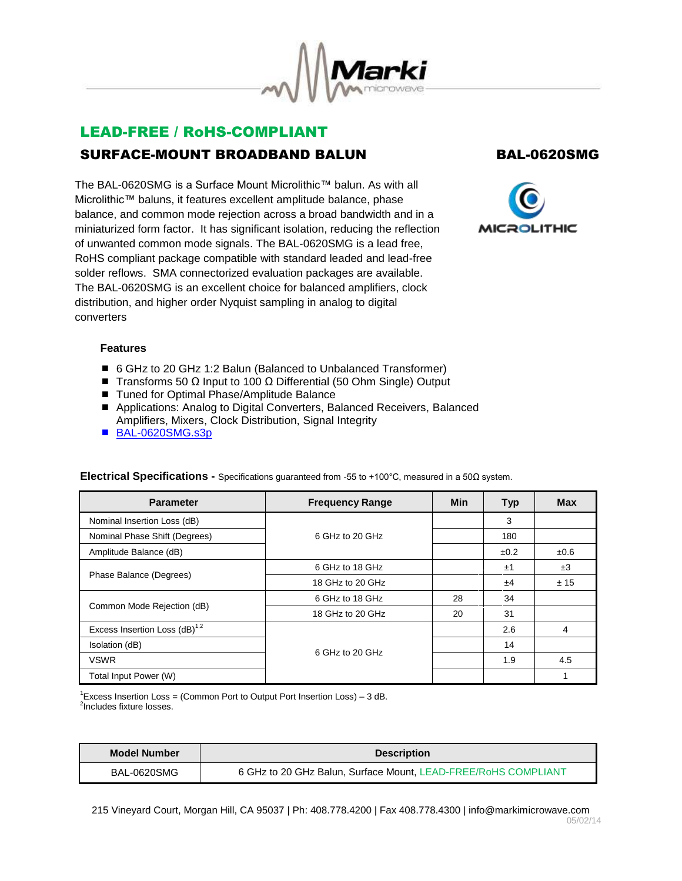## LEAD-FREE / RoHS-COMPLIANT

## SURFACE-MOUNT BROADBAND BALUN

## BAL-0620SMG

The BAL-0620SMG is a Surface Mount Microlithic™ balun. As with all Microlithic™ baluns, it features excellent amplitude balance, phase balance, and common mode rejection across a broad bandwidth and in a miniaturized form factor. It has significant isolation, reducing the reflection of unwanted common mode signals. The BAL-0620SMG is a lead free, RoHS compliant package compatible with standard leaded and lead-free solder reflows. SMA connectorized evaluation packages are available. The BAL-0620SMG is an excellent choice for balanced amplifiers, clock distribution, and higher order Nyquist sampling in analog to digital converters

### Features

- 6 GHz to 20 GHz 1:2 Balun (Balanced to Unbalanced Transformer)
- Transforms 50 Ω Input to 100 Ω Differential (50 Ohm Single) Output
- Tuned for Optimal Phase/Amplitude Balance
- Applications: Analog to Digital Converters, Balanced Receivers, Balanced Amplifiers, Mixers, Clock Distribution, Signal Integrity
- BAL-0620SMG.s3p

**Electrical Specifications -** Specifications guaranteed from -55 to +100°C, measured in a 50Ω system.

| Parameter | Frequency Range | Min | Typ | Max |
|---|---|---|---|---|
| Nominal Insertion Loss (dB) | 6 GHz to 20 GHz | | 3 | |
| Nominal Phase Shift (Degrees) | 6 GHz to 20 GHz | | 180 | |
| Amplitude Balance (dB) | 6 GHz to 20 GHz | | ±0.2 | ±0.6 |
| Phase Balance (Degrees) | 6 GHz to 18 GHz | | ±1 | ±3 |
| | 18 GHz to 20 GHz | | ±4 | ± 15 |
| Common Mode Rejection (dB) | 6 GHz to 18 GHz | 28 | 34 | |
| | 18 GHz to 20 GHz | 20 | 31 | |
| Excess Insertion Loss (dB)[1,2] | 6 GHz to 20 GHz | | 2.6 | 4 |
| Isolation (dB) | 6 GHz to 20 GHz | | 14 | |
| VSWR | 6 GHz to 20 GHz | | 1.9 | 4.5 |
| Total Input Power (W) | 6 GHz to 20 GHz | | | 1 |

[1]Excess Insertion Loss = (Common Port to Output Port Insertion Loss) – 3 dB.
[2]Includes fixture losses.

| Model Number | Description |
|---|---|
| BAL-0620SMG | 6 GHz to 20 GHz Balun, Surface Mount, LEAD-FREE/RoHS COMPLIANT |

215 Vineyard Court, Morgan Hill, CA 95037 | Ph: 408.778.4200 | Fax 408.778.4300 | info@markimicrowave.com
05/02/14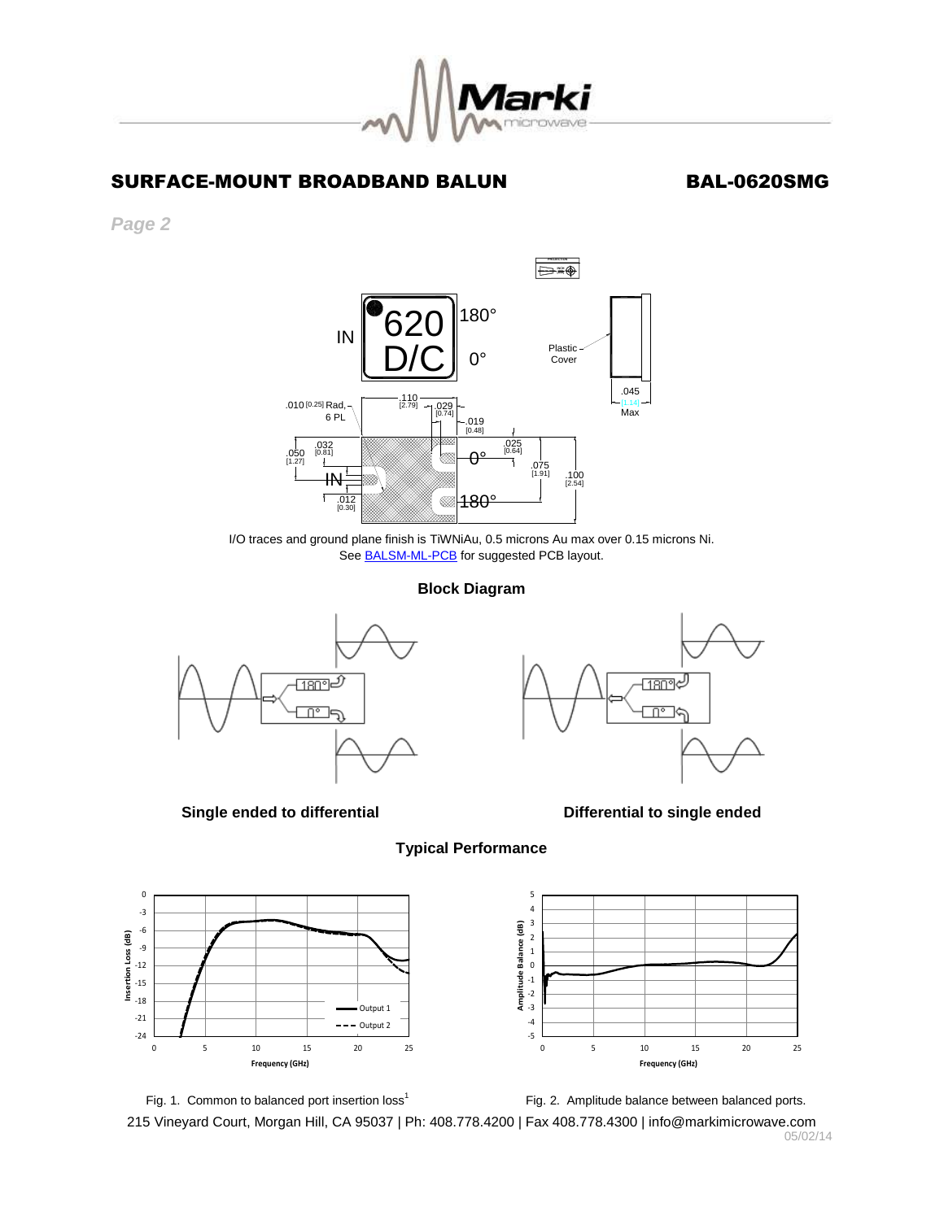## SURFACE-MOUNT BROADBAND BALUN — BAL-0620SMG

*Page 2*

I/O traces and ground plane finish is TiWNiAu, 0.5 microns Au max over 0.15 microns Ni.
See BALSM-ML-PCB for suggested PCB layout.

### Block Diagram

**Single ended to differential** — **Differential to single ended**

### Typical Performance

Fig. 1. Common to balanced port insertion loss[1]

Fig. 2. Amplitude balance between balanced ports.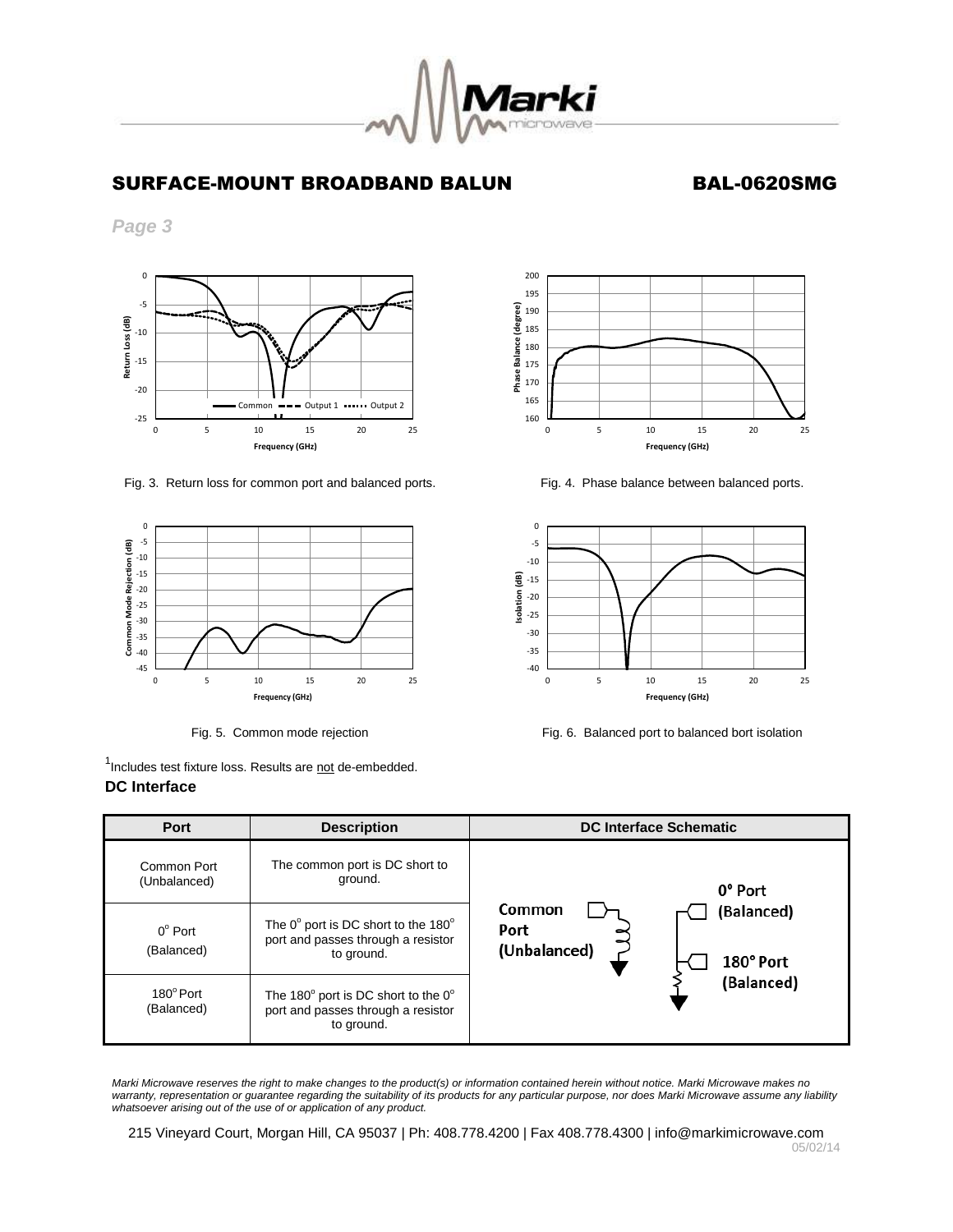# SURFACE-MOUNT BROADBAND BALUN BAL-0620SMG

*Page 3*

Return Loss (dB)
0
-5
-10
-15
-20
-25
0 5 10 15 20 25
Frequency (GHz)
Common Output 1 Output 2

Fig. 3. Return loss for common port and balanced ports.

Phase Balance (degree)
200
195
190
185
180
175
170
165
160
0 5 10 15 20 25
Frequency (GHz)

Fig. 4. Phase balance between balanced ports.

Common Mode Rejection (dB)
0
-5
-10
-15
-20
-25
-30
-35
-40
-45
0 5 10 15 20 25
Frequency (GHz)

Fig. 5. Common mode rejection

Isolation (dB)
0
-5
-10
-15
-20
-25
-30
-35
-40
0 5 10 15 20 25
Frequency (GHz)

Fig. 6. Balanced port to balanced bort isolation

[1]Includes test fixture loss. Results are not de-embedded.

**DC Interface**

| Port | Description | DC Interface Schematic |
|---|---|---|
| Common Port (Unbalanced) | The common port is DC short to ground. | Common Port (Unbalanced); 0° Port (Balanced); 180° Port (Balanced) |
| 0° Port (Balanced) | The 0° port is DC short to the 180° port and passes through a resistor to ground. | |
| 180° Port (Balanced) | The 180° port is DC short to the 0° port and passes through a resistor to ground. | |

*Marki Microwave reserves the right to make changes to the product(s) or information contained herein without notice. Marki Microwave makes no warranty, representation or guarantee regarding the suitability of its products for any particular purpose, nor does Marki Microwave assume any liability whatsoever arising out of the use of or application of any product.*

215 Vineyard Court, Morgan Hill, CA 95037 | Ph: 408.778.4200 | Fax 408.778.4300 | info@markimicrowave.com

05/02/14